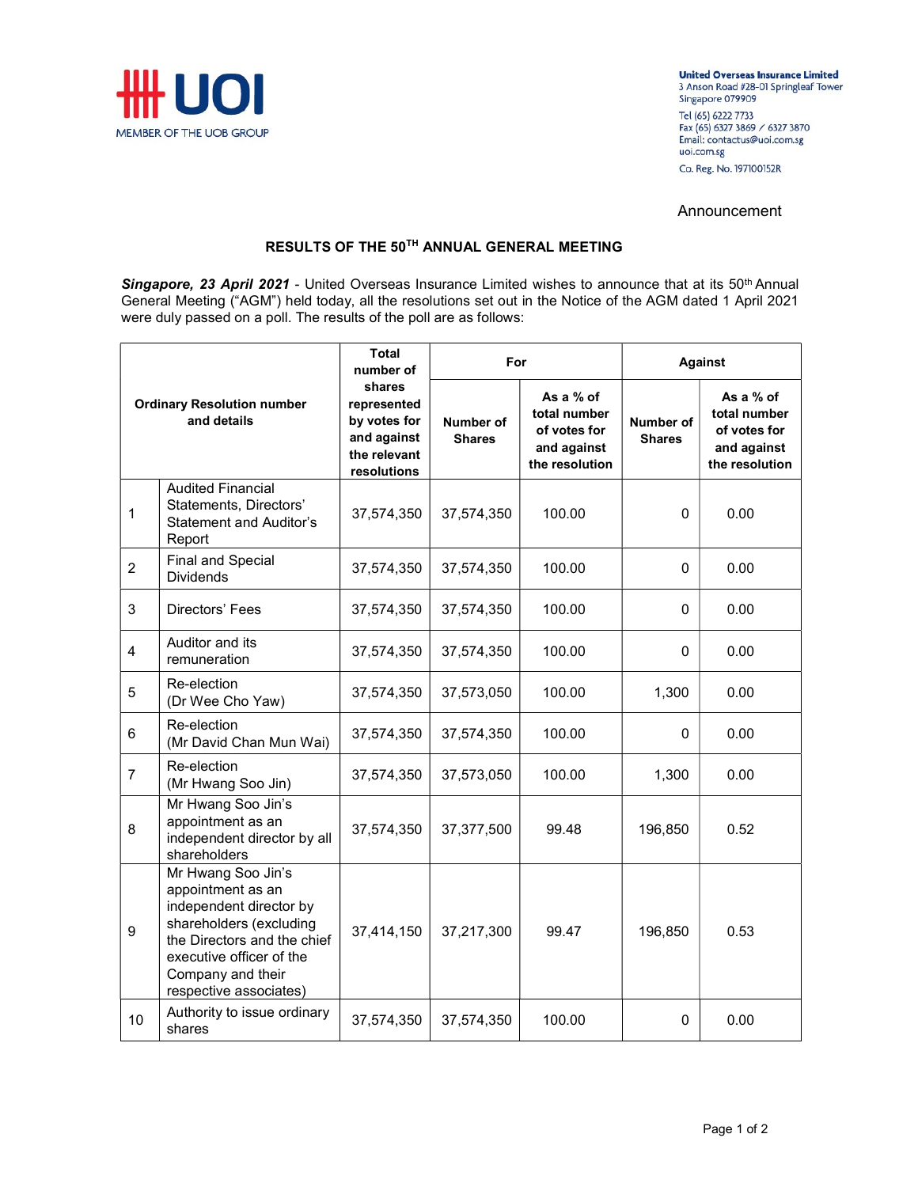**United Overseas Insurance Limited**
3 Anson Road #28-01 Springleaf Tower
Singapore 079909
Tel (65) 6222 7733
Fax (65) 6327 3869 / 6327 3870
Email: contactus@uoi.com.sg
uoi.com.sg
Co. Reg. No. 197100152R

UOI
MEMBER OF THE UOB GROUP

Announcement

## RESULTS OF THE 50TH ANNUAL GENERAL MEETING

***Singapore, 23 April 2021*** - United Overseas Insurance Limited wishes to announce that at its 50th Annual General Meeting ("AGM") held today, all the resolutions set out in the Notice of the AGM dated 1 April 2021 were duly passed on a poll. The results of the poll are as follows:

| Ordinary Resolution number and details | | Total number of shares represented by votes for and against the relevant resolutions | For | | Against | |
|---|---|---|---|---|---|---|
| | | | Number of Shares | As a % of total number of votes for and against the resolution | Number of Shares | As a % of total number of votes for and against the resolution |
| 1 | Audited Financial Statements, Directors' Statement and Auditor's Report | 37,574,350 | 37,574,350 | 100.00 | 0 | 0.00 |
| 2 | Final and Special Dividends | 37,574,350 | 37,574,350 | 100.00 | 0 | 0.00 |
| 3 | Directors' Fees | 37,574,350 | 37,574,350 | 100.00 | 0 | 0.00 |
| 4 | Auditor and its remuneration | 37,574,350 | 37,574,350 | 100.00 | 0 | 0.00 |
| 5 | Re-election (Dr Wee Cho Yaw) | 37,574,350 | 37,573,050 | 100.00 | 1,300 | 0.00 |
| 6 | Re-election (Mr David Chan Mun Wai) | 37,574,350 | 37,574,350 | 100.00 | 0 | 0.00 |
| 7 | Re-election (Mr Hwang Soo Jin) | 37,574,350 | 37,573,050 | 100.00 | 1,300 | 0.00 |
| 8 | Mr Hwang Soo Jin's appointment as an independent director by all shareholders | 37,574,350 | 37,377,500 | 99.48 | 196,850 | 0.52 |
| 9 | Mr Hwang Soo Jin's appointment as an independent director by shareholders (excluding the Directors and the chief executive officer of the Company and their respective associates) | 37,414,150 | 37,217,300 | 99.47 | 196,850 | 0.53 |
| 10 | Authority to issue ordinary shares | 37,574,350 | 37,574,350 | 100.00 | 0 | 0.00 |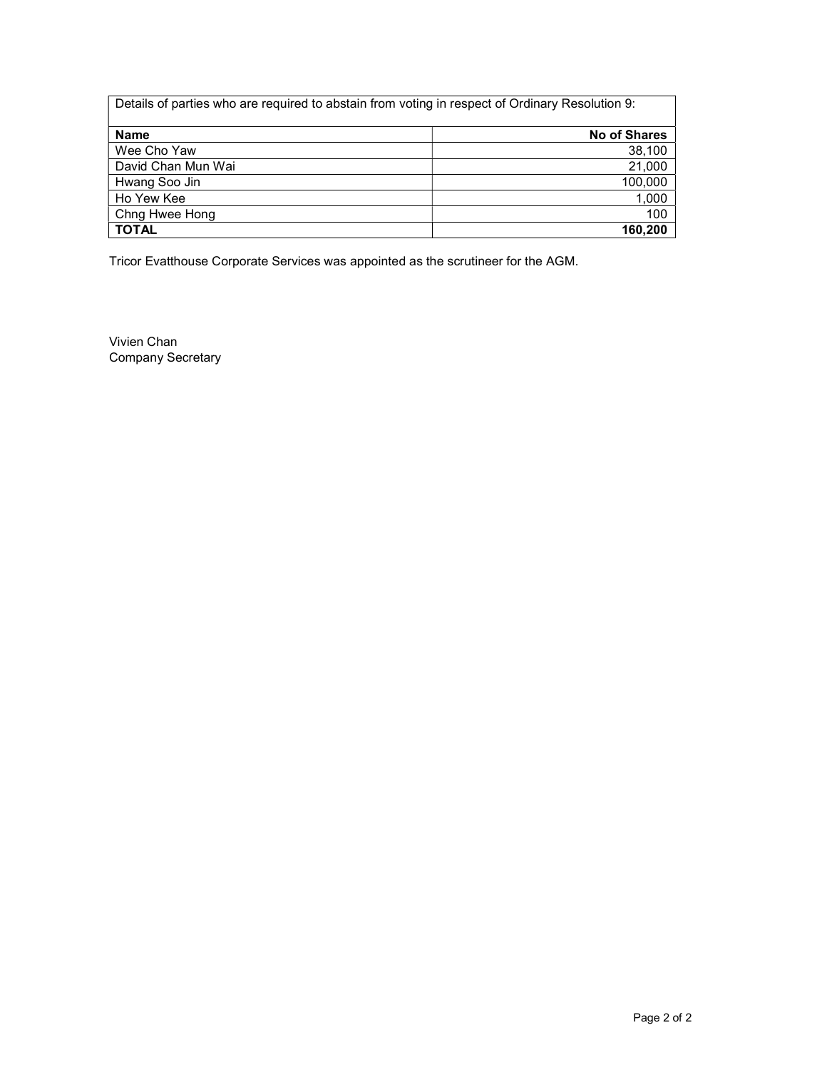Details of parties who are required to abstain from voting in respect of Ordinary Resolution 9:

| Name | No of Shares |
|---|---:|
| Wee Cho Yaw | 38,100 |
| David Chan Mun Wai | 21,000 |
| Hwang Soo Jin | 100,000 |
| Ho Yew Kee | 1,000 |
| Chng Hwee Hong | 100 |
| **TOTAL** | **160,200** |

Tricor Evatthouse Corporate Services was appointed as the scrutineer for the AGM.

Vivien Chan
Company Secretary